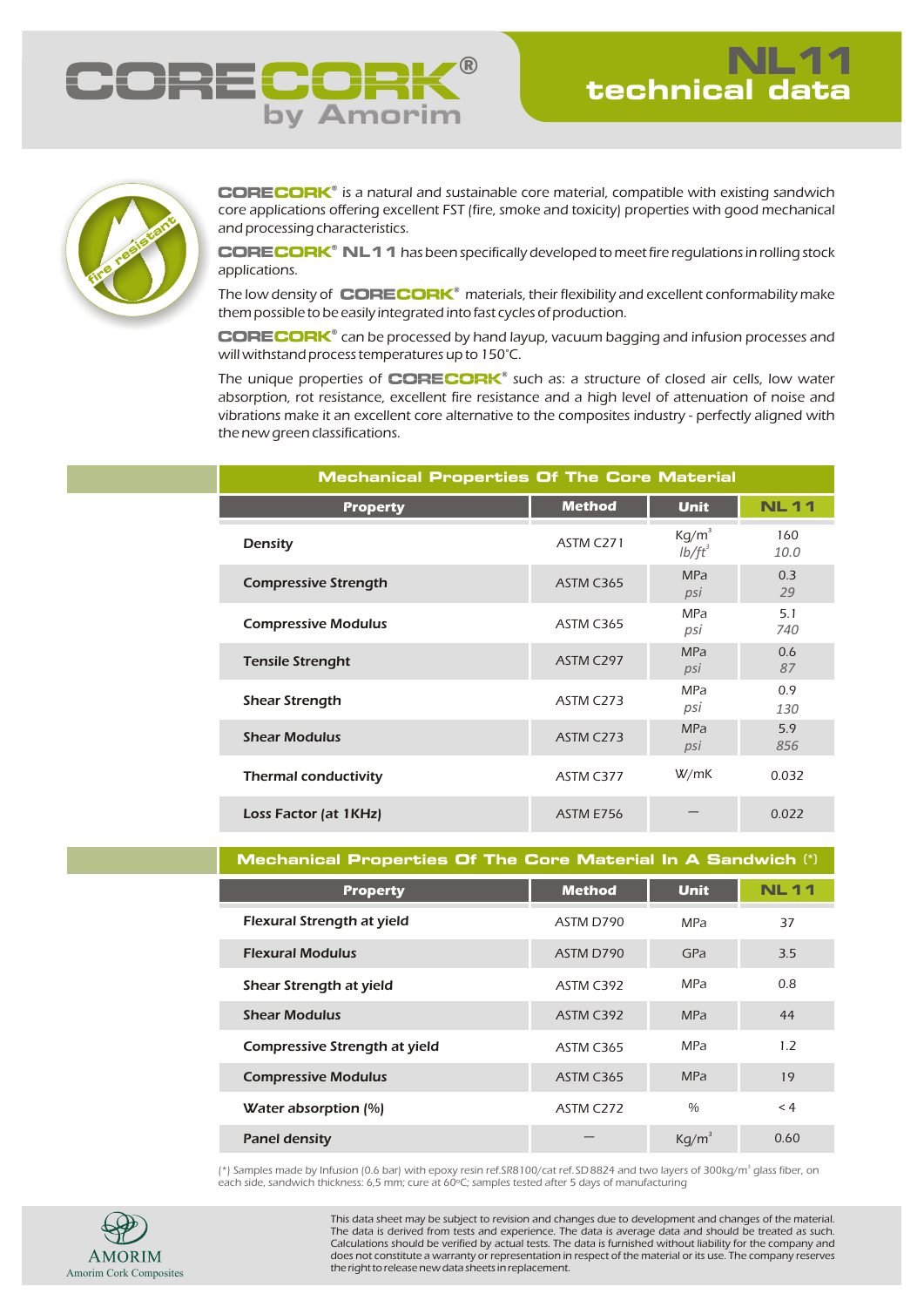# CORECORK® by Amorim

# NL11 technical data

fire resistant

**CORECORK®** is a natural and sustainable core material, compatible with existing sandwich core applications offering excellent FST (fire, smoke and toxicity) properties with good mechanical and processing characteristics.

**CORECORK® NL11** has been specifically developed to meet fire regulations in rolling stock applications.

The low density of **CORECORK®** materials, their flexibility and excellent conformability make them possible to be easily integrated into fast cycles of production.

**CORECORK®** can be processed by hand layup, vacuum bagging and infusion processes and will withstand process temperatures up to 150°C.

The unique properties of **CORECORK®** such as: a structure of closed air cells, low water absorption, rot resistance, excellent fire resistance and a high level of attenuation of noise and vibrations make it an excellent core alternative to the composites industry - perfectly aligned with the new green classifications.

## Mechanical Properties Of The Core Material

| Property | Method | Unit | NL 11 |
|---|---|---|---|
| Density | ASTM C271 | $Kg/m^3$<br>*$lb/ft^3$* | 160<br>*10.0* |
| Compressive Strength | ASTM C365 | MPa<br>*psi* | 0.3<br>*29* |
| Compressive Modulus | ASTM C365 | MPa<br>*psi* | 5.1<br>*740* |
| Tensile Strenght | ASTM C297 | MPa<br>*psi* | 0.6<br>*87* |
| Shear Strength | ASTM C273 | MPa<br>*psi* | 0.9<br>*130* |
| Shear Modulus | ASTM C273 | MPa<br>*psi* | 5.9<br>*856* |
| Thermal conductivity | ASTM C377 | W/mK | 0.032 |
| Loss Factor (at 1KHz) | ASTM E756 | — | 0.022 |

## Mechanical Properties Of The Core Material In A Sandwich (*)

| Property | Method | Unit | NL 11 |
|---|---|---|---|
| Flexural Strength at yield | ASTM D790 | MPa | 37 |
| Flexural Modulus | ASTM D790 | GPa | 3.5 |
| Shear Strength at yield | ASTM C392 | MPa | 0.8 |
| Shear Modulus | ASTM C392 | MPa | 44 |
| Compressive Strength at yield | ASTM C365 | MPa | 1.2 |
| Compressive Modulus | ASTM C365 | MPa | 19 |
| Water absorption (%) | ASTM C272 | % | < 4 |
| Panel density | — | $Kg/m^3$ | 0.60 |

(*) Samples made by Infusion (0.6 bar) with epoxy resin ref.SR8100/cat ref.SD8824 and two layers of $300kg/m^3$ glass fiber, on each side, sandwich thickness: 6,5 mm; cure at 60ºC; samples tested after 5 days of manufacturing

AMORIM
Amorim Cork Composites

This data sheet may be subject to revision and changes due to development and changes of the material. The data is derived from tests and experience. The data is average data and should be treated as such. Calculations should be verified by actual tests. The data is furnished without liability for the company and does not constitute a warranty or representation in respect of the material or its use. The company reserves the right to release new data sheets in replacement.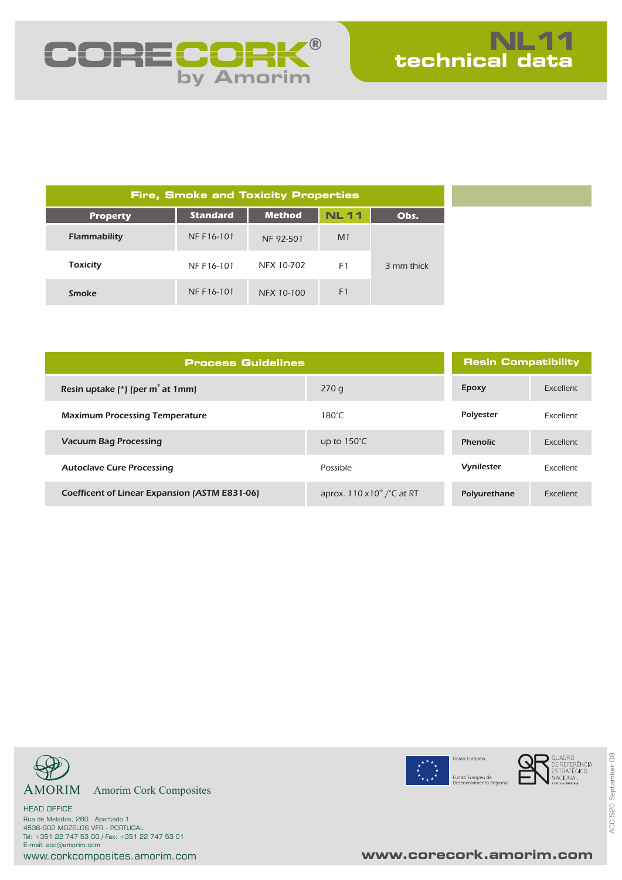# CORECORK® by Amorim

## NL 11 technical data

### Fire, Smoke and Toxicity Properties

| Property | Standard | Method | NL 11 | Obs. |
|---|---|---|---|---|
| Flammability | NF F16-101 | NF 92-501 | M1 | 3 mm thick |
| Toxicity | NF F16-101 | NFX 10-702 | F1 | |
| Smoke | NF F16-101 | NFX 10-100 | F1 | |

### Process Guidelines

| | |
|---|---|
| Resin uptake (*) (per m² at 1mm) | 270 g |
| Maximum Processing Temperature | 180°C |
| Vacuum Bag Processing | up to 150°C |
| Autoclave Cure Processing | Possible |
| Coefficent of Linear Expansion (ASTM E831-06) | aprox. 110 x10⁻⁶ /°C at RT |

### Resin Compatibility

| | |
|---|---|
| Epoxy | Excellent |
| Polyester | Excellent |
| Phenolic | Excellent |
| Vynilester | Excellent |
| Polyurethane | Excellent |

AMORIM Amorim Cork Composites

HEAD OFFICE
Rua de Meladas, 260 Apartado 1
4536-902 MOZELOS VFR - PORTUGAL
Tel: +351 22 747 53 00 / Fax: +351 22 747 53 01
E-mail: acc@amorim.com
www.corkcomposites.amorim.com

União Europeia
Fundo Europeu de Desenvolvimento Regional

QUADRO DE REFERÊNCIA ESTRATÉGICO NACIONAL

ACC 520 September 09

www.corecork.amorim.com